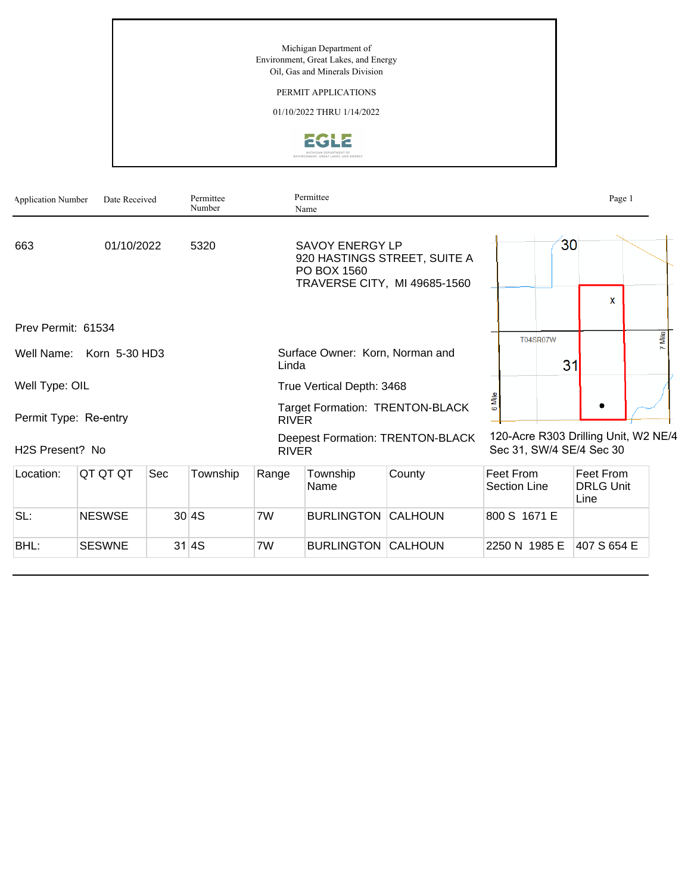Michigan Department of
Environment, Great Lakes, and Energy
Oil, Gas and Minerals Division

PERMIT APPLICATIONS

01/10/2022 THRU 1/14/2022

EGLE

| Application Number | Date Received | Permittee Number | Permittee Name |
|---|---|---|---|
| 663 | 01/10/2022 | 5320 | SAVOY ENERGY LP<br>920 HASTINGS STREET, SUITE A<br>PO BOX 1560<br>TRAVERSE CITY, MI 49685-1560 |

Prev Permit: 61534

Well Name: Korn 5-30 HD3

Well Type: OIL

Permit Type: Re-entry

H2S Present? No

Surface Owner: Korn, Norman and Linda

True Vertical Depth: 3468

Target Formation: TRENTON-BLACK RIVER

Deepest Formation: TRENTON-BLACK RIVER

120-Acre R303 Drilling Unit, W2 NE/4 Sec 31, SW/4 SE/4 Sec 30

| Location: | QT QT QT | Sec | Township | Range | Township Name | County | Feet From Section Line | Feet From DRLG Unit Line |
|---|---|---|---|---|---|---|---|---|
| SL: | NESWSE | 30 | 4S | 7W | BURLINGTON | CALHOUN | 800 S 1671 E | |
| BHL: | SESWNE | 31 | 4S | 7W | BURLINGTON | CALHOUN | 2250 N 1985 E | 407 S 654 E |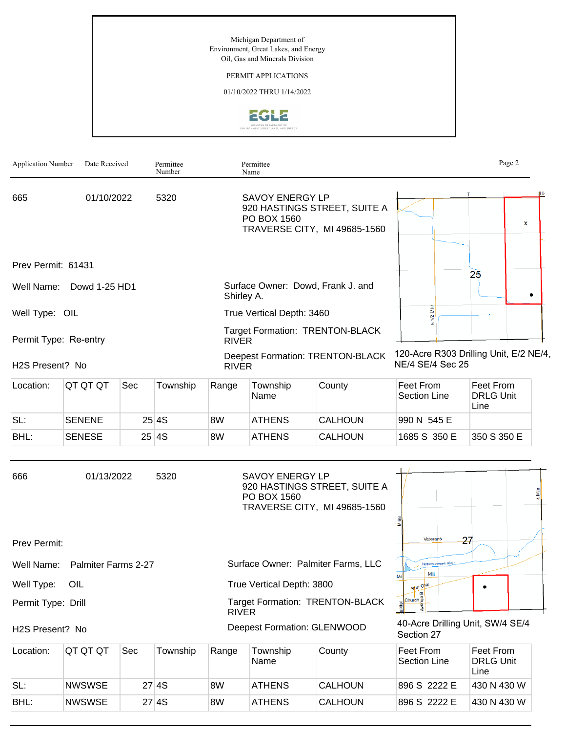Michigan Department of
Environment, Great Lakes, and Energy
Oil, Gas and Minerals Division

PERMIT APPLICATIONS

01/10/2022 THRU 1/14/2022

| Application Number | Date Received | Permittee Number | Permittee Name |
|---|---|---|---|

| 665 | 01/10/2022 | 5320 | SAVOY ENERGY LP<br>920 HASTINGS STREET, SUITE A<br>PO BOX 1560<br>TRAVERSE CITY, MI 49685-1560 |
|---|---|---|---|

Prev Permit: 61431

Well Name: Dowd 1-25 HD1

Surface Owner: Dowd, Frank J. and Shirley A.

Well Type: OIL

True Vertical Depth: 3460

Permit Type: Re-entry

Target Formation: TRENTON-BLACK RIVER

H2S Present? No

Deepest Formation: TRENTON-BLACK RIVER

120-Acre R303 Drilling Unit, E/2 NE/4, NE/4 SE/4 Sec 25

| Location: | QT QT QT | Sec | Township | Range | Township Name | County | Feet From Section Line | Feet From DRLG Unit Line |
|---|---|---|---|---|---|---|---|---|
| SL: | SENENE | 25 | 4S | 8W | ATHENS | CALHOUN | 990 N 545 E | |
| BHL: | SENESE | 25 | 4S | 8W | ATHENS | CALHOUN | 1685 S 350 E | 350 S 350 E |

| 666 | 01/13/2022 | 5320 | SAVOY ENERGY LP<br>920 HASTINGS STREET, SUITE A<br>PO BOX 1560<br>TRAVERSE CITY, MI 49685-1560 |
|---|---|---|---|

Prev Permit:

Well Name: Palmiter Farms 2-27

Surface Owner: Palmiter Farms, LLC

Well Type: OIL

True Vertical Depth: 3800

Permit Type: Drill

Target Formation: TRENTON-BLACK RIVER

H2S Present? No

Deepest Formation: GLENWOOD

40-Acre Drilling Unit, SW/4 SE/4 Section 27

| Location: | QT QT QT | Sec | Township | Range | Township Name | County | Feet From Section Line | Feet From DRLG Unit Line |
|---|---|---|---|---|---|---|---|---|
| SL: | NWSWSE | 27 | 4S | 8W | ATHENS | CALHOUN | 896 S 2222 E | 430 N 430 W |
| BHL: | NWSWSE | 27 | 4S | 8W | ATHENS | CALHOUN | 896 S 2222 E | 430 N 430 W |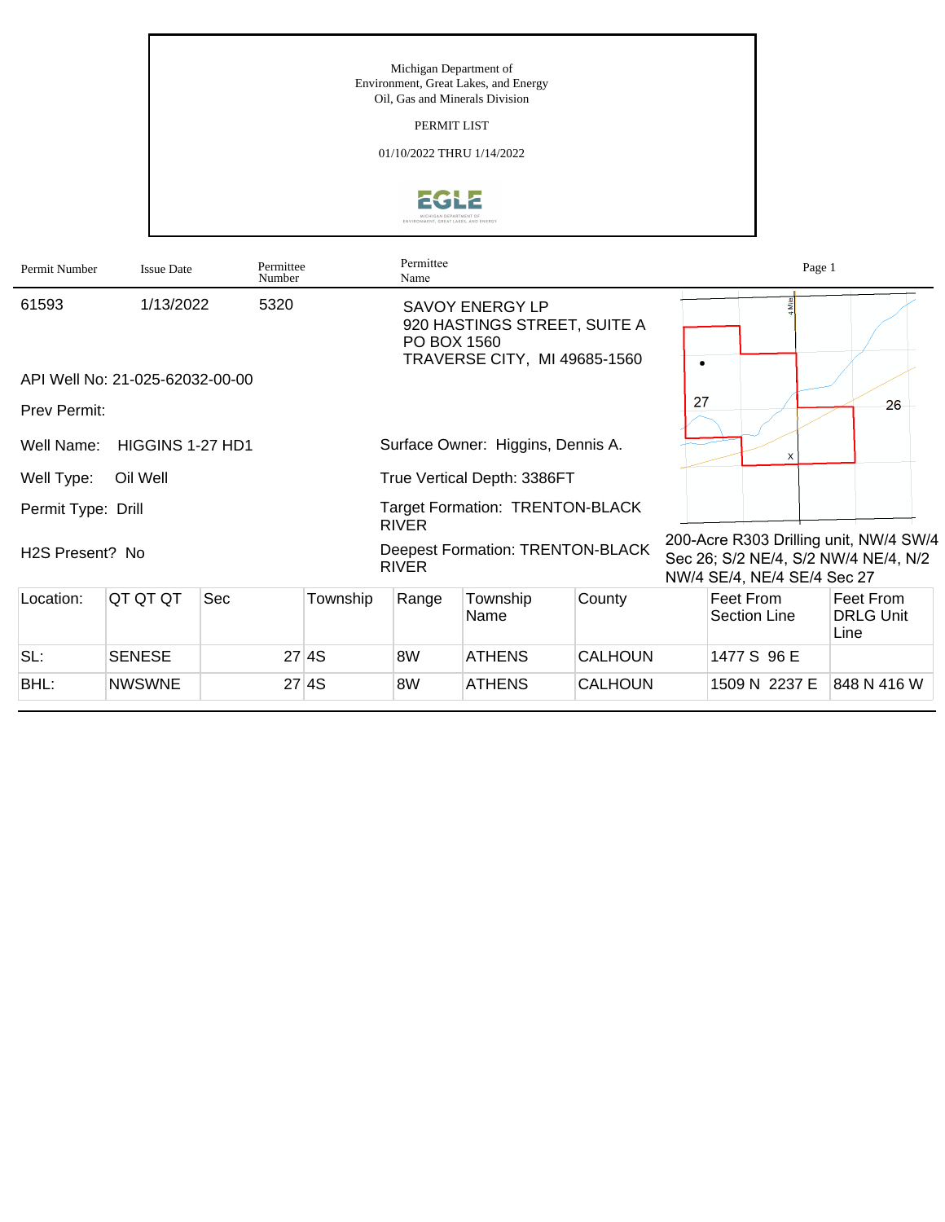Michigan Department of
Environment, Great Lakes, and Energy
Oil, Gas and Minerals Division

PERMIT LIST

01/10/2022 THRU 1/14/2022

| Permit Number | Issue Date | Permittee Number | Permittee Name |
|---|---|---|---|
| 61593 | 1/13/2022 | 5320 | SAVOY ENERGY LP<br>920 HASTINGS STREET, SUITE A<br>PO BOX 1560<br>TRAVERSE CITY, MI 49685-1560 |

API Well No: 21-025-62032-00-00

Prev Permit:

Well Name: HIGGINS 1-27 HD1

Surface Owner: Higgins, Dennis A.

Well Type: Oil Well

True Vertical Depth: 3386FT

Permit Type: Drill

Target Formation: TRENTON-BLACK RIVER

H2S Present? No

Deepest Formation: TRENTON-BLACK RIVER

200-Acre R303 Drilling unit, NW/4 SW/4 Sec 26; S/2 NE/4, S/2 NW/4 NE/4, N/2 NW/4 SE/4, NE/4 SE/4 Sec 27

| Location: | QT QT QT | Sec | Township | Range | Township Name | County | Feet From Section Line | Feet From DRLG Unit Line |
|---|---|---|---|---|---|---|---|---|
| SL: | SENESE | 27 | 4S | 8W | ATHENS | CALHOUN | 1477 S 96 E | |
| BHL: | NWSWNE | 27 | 4S | 8W | ATHENS | CALHOUN | 1509 N 2237 E | 848 N 416 W |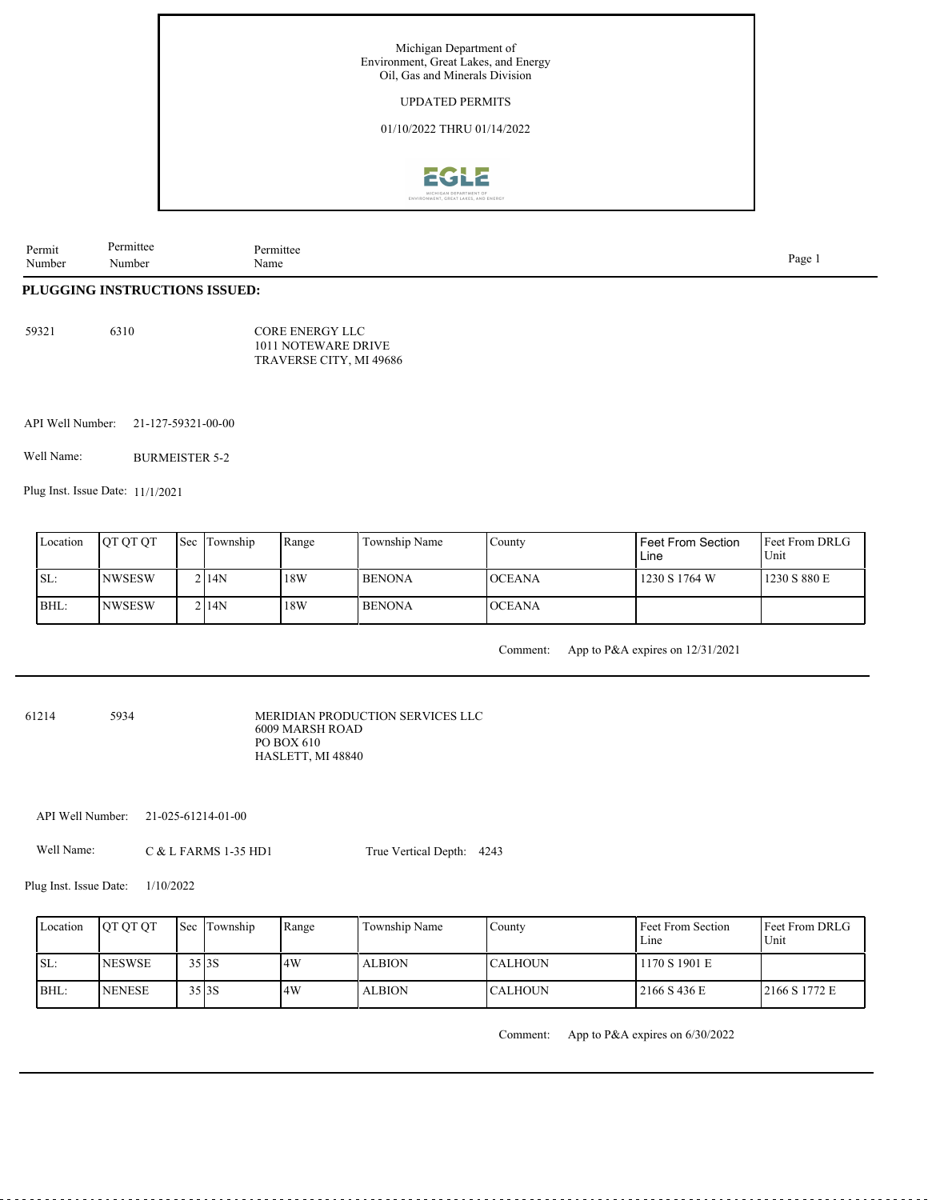Michigan Department of
Environment, Great Lakes, and Energy
Oil, Gas and Minerals Division

UPDATED PERMITS

01/10/2022 THRU 01/14/2022

| Permit Number | Permittee Number | Permittee Name |
|---|---|---|

## PLUGGING INSTRUCTIONS ISSUED:

59321 6310 CORE ENERGY LLC
1011 NOTEWARE DRIVE
TRAVERSE CITY, MI 49686

API Well Number: 21-127-59321-00-00

Well Name: BURMEISTER 5-2

Plug Inst. Issue Date: 11/1/2021

| Location | QT QT QT | Sec | Township | Range | Township Name | County | Feet From Section Line | Feet From DRLG Unit |
|---|---|---|---|---|---|---|---|---|
| SL: | NWSESW | 2 | 14N | 18W | BENONA | OCEANA | 1230 S 1764 W | 1230 S 880 E |
| BHL: | NWSESW | 2 | 14N | 18W | BENONA | OCEANA | | |

Comment: App to P&A expires on 12/31/2021

---

61214 5934 MERIDIAN PRODUCTION SERVICES LLC
6009 MARSH ROAD
PO BOX 610
HASLETT, MI 48840

API Well Number: 21-025-61214-01-00

Well Name: C & L FARMS 1-35 HD1 True Vertical Depth: 4243

Plug Inst. Issue Date: 1/10/2022

| Location | QT QT QT | Sec | Township | Range | Township Name | County | Feet From Section Line | Feet From DRLG Unit |
|---|---|---|---|---|---|---|---|---|
| SL: | NESWSE | 35 | 3S | 4W | ALBION | CALHOUN | 1170 S 1901 E | |
| BHL: | NENESE | 35 | 3S | 4W | ALBION | CALHOUN | 2166 S 436 E | 2166 S 1772 E |

Comment: App to P&A expires on 6/30/2022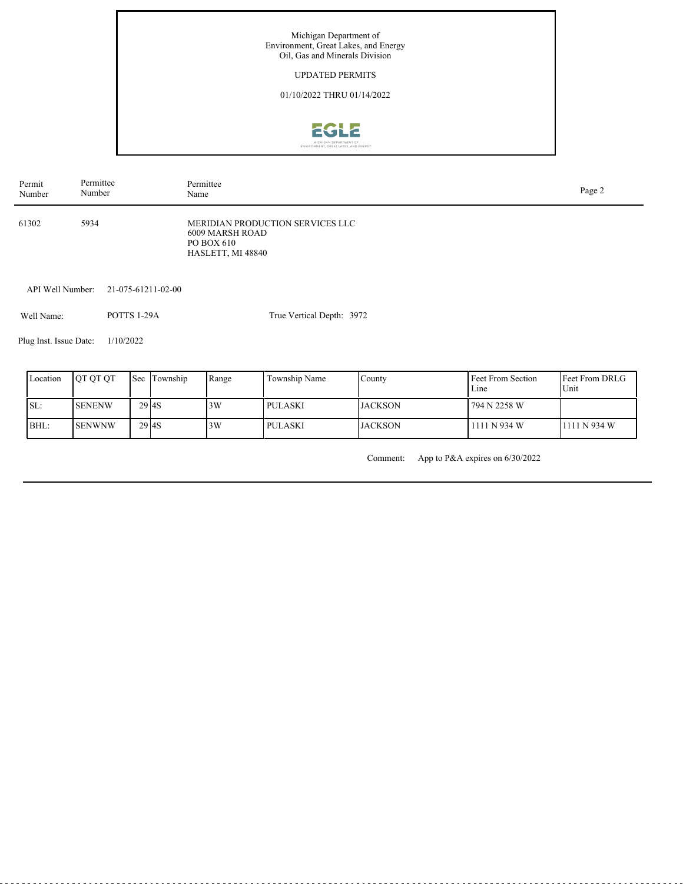Michigan Department of
Environment, Great Lakes, and Energy
Oil, Gas and Minerals Division

UPDATED PERMITS

01/10/2022 THRU 01/14/2022

| Permit Number | Permittee Number | Permittee Name |
|---|---|---|
| 61302 | 5934 | MERIDIAN PRODUCTION SERVICES LLC<br>6009 MARSH ROAD<br>PO BOX 610<br>HASLETT, MI 48840 |

API Well Number: 21-075-61211-02-00

Well Name: POTTS 1-29A

True Vertical Depth: 3972

Plug Inst. Issue Date: 1/10/2022

| Location | QT QT QT | Sec | Township | Range | Township Name | County | Feet From Section Line | Feet From DRLG Unit |
|---|---|---|---|---|---|---|---|---|
| SL: | SENENW | 29 | 4S | 3W | PULASKI | JACKSON | 794 N 2258 W | |
| BHL: | SENWNW | 29 | 4S | 3W | PULASKI | JACKSON | 1111 N 934 W | 1111 N 934 W |

Comment: App to P&A expires on 6/30/2022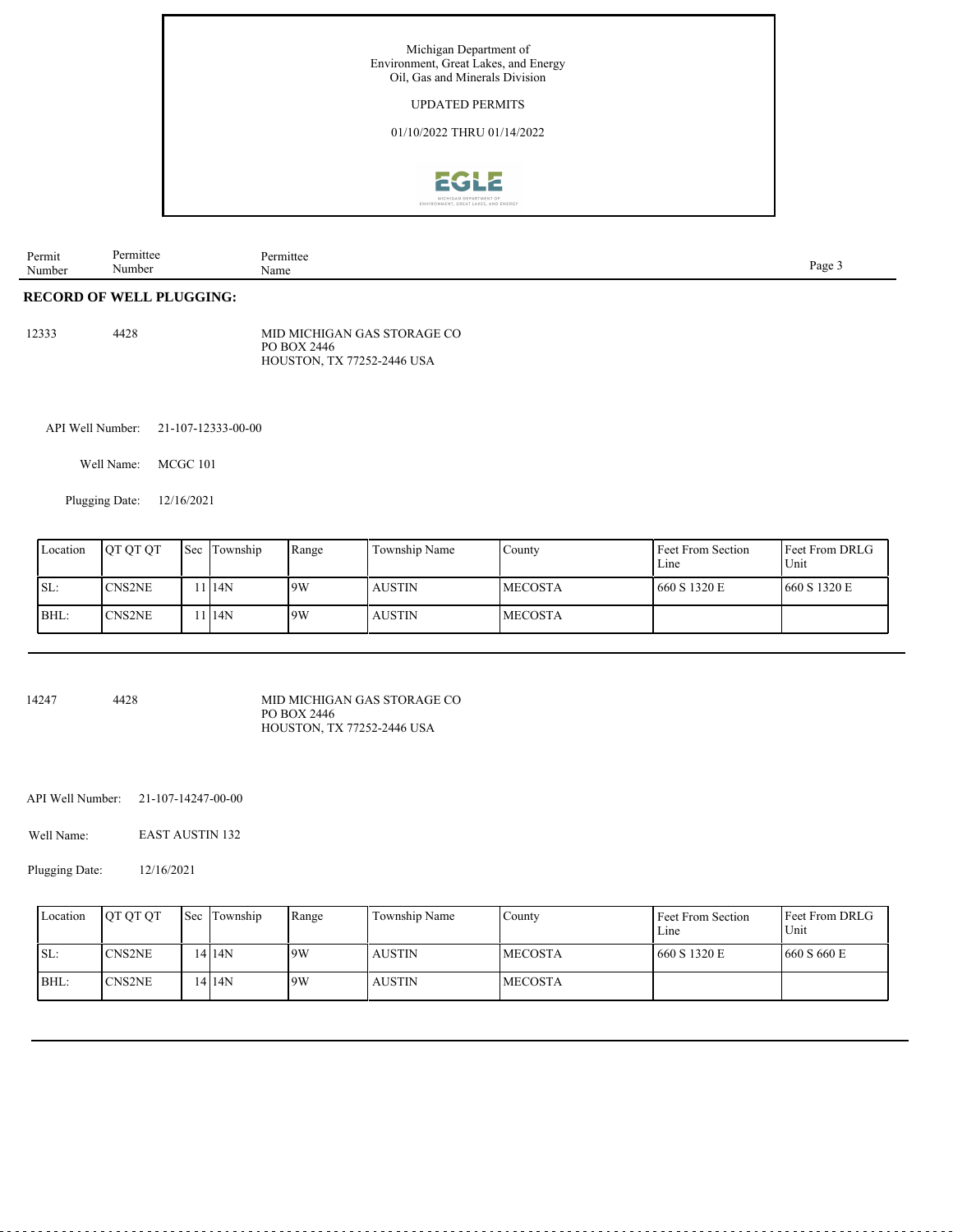Michigan Department of
Environment, Great Lakes, and Energy
Oil, Gas and Minerals Division

UPDATED PERMITS

01/10/2022 THRU 01/14/2022

| Permit Number | Permittee Number | Permittee Name |
|---|---|---|

**RECORD OF WELL PLUGGING:**

12333 4428 MID MICHIGAN GAS STORAGE CO
PO BOX 2446
HOUSTON, TX 77252-2446 USA

API Well Number: 21-107-12333-00-00

Well Name: MCGC 101

Plugging Date: 12/16/2021

| Location | QT QT QT | Sec | Township | Range | Township Name | County | Feet From Section Line | Feet From DRLG Unit |
|---|---|---|---|---|---|---|---|---|
| SL: | CNS2NE | 11 | 14N | 9W | AUSTIN | MECOSTA | 660 S 1320 E | 660 S 1320 E |
| BHL: | CNS2NE | 11 | 14N | 9W | AUSTIN | MECOSTA | | |

---

14247 4428 MID MICHIGAN GAS STORAGE CO
PO BOX 2446
HOUSTON, TX 77252-2446 USA

API Well Number: 21-107-14247-00-00

Well Name: EAST AUSTIN 132

Plugging Date: 12/16/2021

| Location | QT QT QT | Sec | Township | Range | Township Name | County | Feet From Section Line | Feet From DRLG Unit |
|---|---|---|---|---|---|---|---|---|
| SL: | CNS2NE | 14 | 14N | 9W | AUSTIN | MECOSTA | 660 S 1320 E | 660 S 660 E |
| BHL: | CNS2NE | 14 | 14N | 9W | AUSTIN | MECOSTA | | |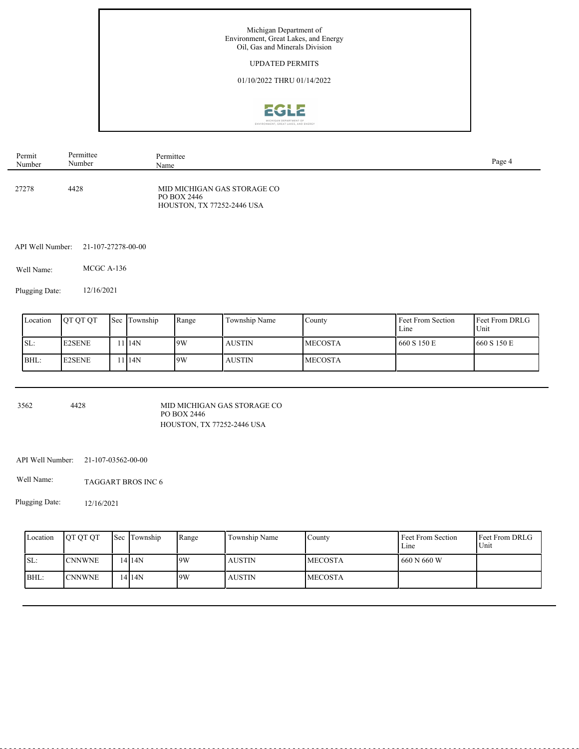Michigan Department of
Environment, Great Lakes, and Energy
Oil, Gas and Minerals Division

UPDATED PERMITS

01/10/2022 THRU 01/14/2022

| Permit Number | Permittee Number | Permittee Name |
|---|---|---|
| 27278 | 4428 | MID MICHIGAN GAS STORAGE CO<br>PO BOX 2446<br>HOUSTON, TX 77252-2446 USA |

API Well Number: 21-107-27278-00-00

Well Name: MCGC A-136

Plugging Date: 12/16/2021

| Location | QT QT QT | Sec | Township | Range | Township Name | County | Feet From Section Line | Feet From DRLG Unit |
|---|---|---|---|---|---|---|---|---|
| SL: | E2SENE | 11 | 14N | 9W | AUSTIN | MECOSTA | 660 S 150 E | 660 S 150 E |
| BHL: | E2SENE | 11 | 14N | 9W | AUSTIN | MECOSTA | | |

| Permit Number | Permittee Number | Permittee Name |
|---|---|---|
| 3562 | 4428 | MID MICHIGAN GAS STORAGE CO<br>PO BOX 2446<br>HOUSTON, TX 77252-2446 USA |

API Well Number: 21-107-03562-00-00

Well Name: TAGGART BROS INC 6

Plugging Date: 12/16/2021

| Location | QT QT QT | Sec | Township | Range | Township Name | County | Feet From Section Line | Feet From DRLG Unit |
|---|---|---|---|---|---|---|---|---|
| SL: | CNNWNE | 14 | 14N | 9W | AUSTIN | MECOSTA | 660 N 660 W | |
| BHL: | CNNWNE | 14 | 14N | 9W | AUSTIN | MECOSTA | | |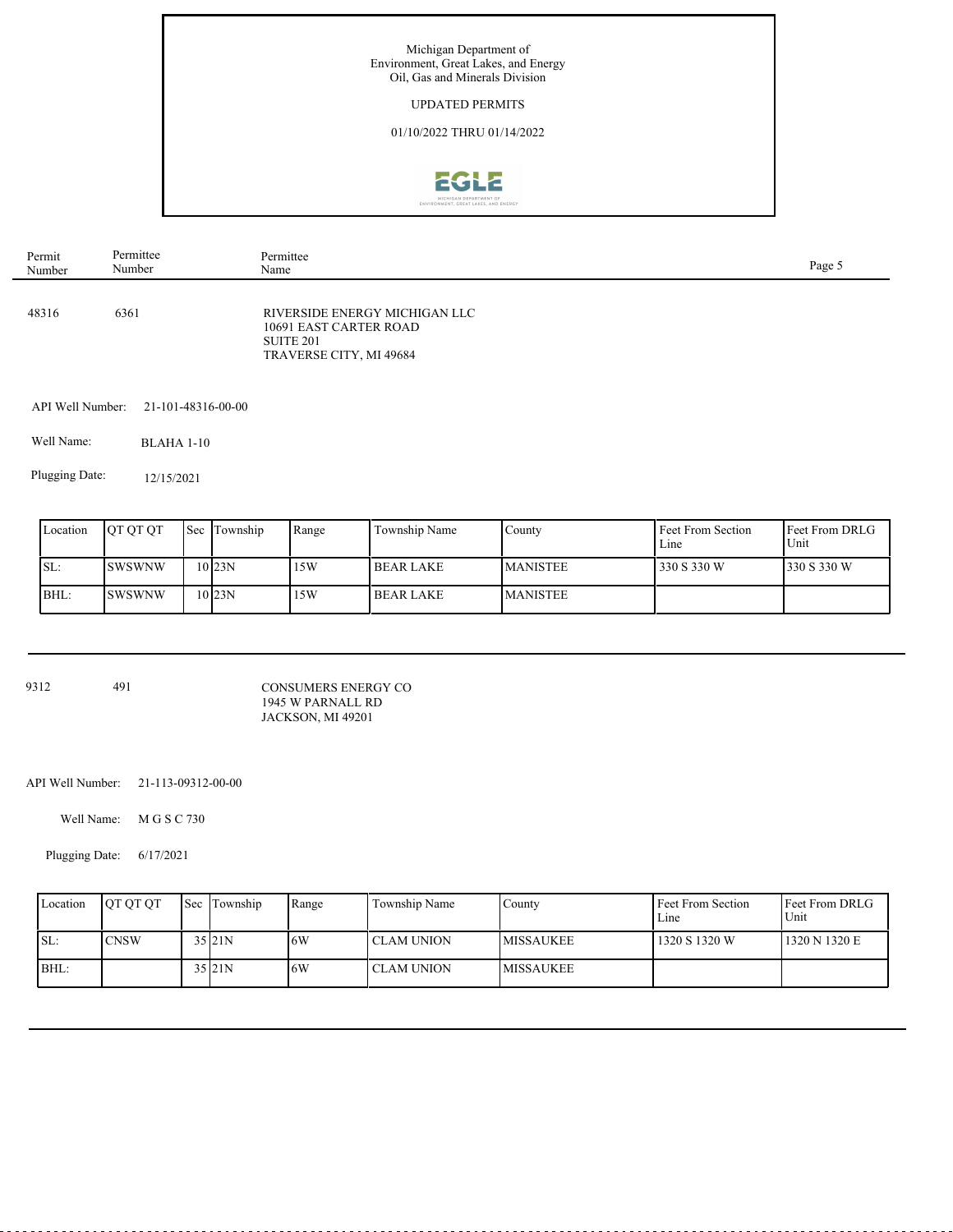Michigan Department of
Environment, Great Lakes, and Energy
Oil, Gas and Minerals Division

UPDATED PERMITS

01/10/2022 THRU 01/14/2022

| Permit Number | Permittee Number | Permittee Name |
|---|---|---|

48316 6361 RIVERSIDE ENERGY MICHIGAN LLC
10691 EAST CARTER ROAD
SUITE 201
TRAVERSE CITY, MI 49684

API Well Number: 21-101-48316-00-00

Well Name: BLAHA 1-10

Plugging Date: 12/15/2021

| Location | QT QT QT | Sec | Township | Range | Township Name | County | Feet From Section Line | Feet From DRLG Unit |
|---|---|---|---|---|---|---|---|---|
| SL: | SWSWNW | 10 | 23N | 15W | BEAR LAKE | MANISTEE | 330 S 330 W | 330 S 330 W |
| BHL: | SWSWNW | 10 | 23N | 15W | BEAR LAKE | MANISTEE | | |

---

9312 491 CONSUMERS ENERGY CO
1945 W PARNALL RD
JACKSON, MI 49201

API Well Number: 21-113-09312-00-00

Well Name: M G S C 730

Plugging Date: 6/17/2021

| Location | QT QT QT | Sec | Township | Range | Township Name | County | Feet From Section Line | Feet From DRLG Unit |
|---|---|---|---|---|---|---|---|---|
| SL: | CNSW | 35 | 21N | 6W | CLAM UNION | MISSAUKEE | 1320 S 1320 W | 1320 N 1320 E |
| BHL: | | 35 | 21N | 6W | CLAM UNION | MISSAUKEE | | |

---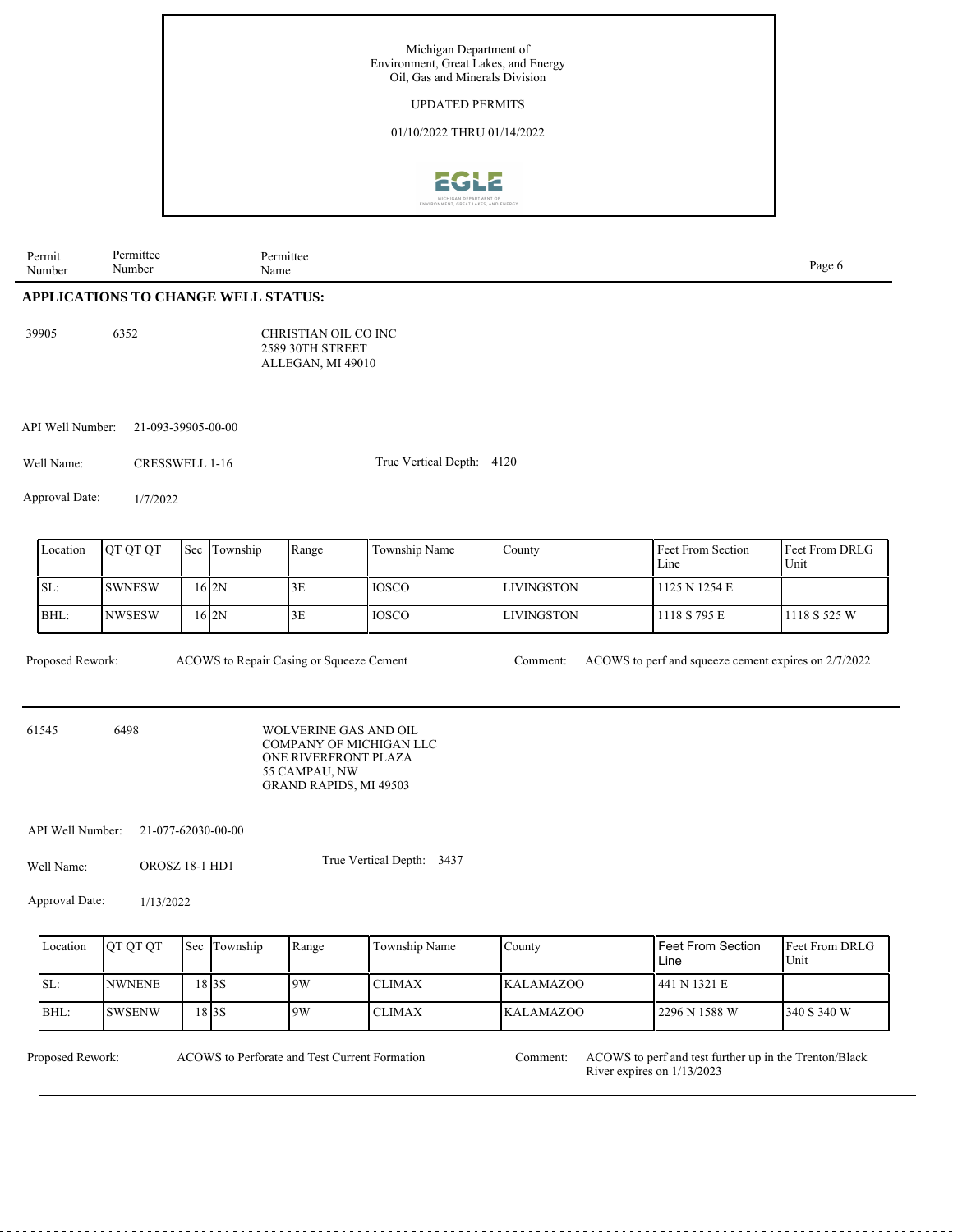Michigan Department of
Environment, Great Lakes, and Energy
Oil, Gas and Minerals Division

UPDATED PERMITS

01/10/2022 THRU 01/14/2022

| Permit Number | Permittee Number | Permittee Name |
|---|---|---|

## APPLICATIONS TO CHANGE WELL STATUS:

39905 6352 CHRISTIAN OIL CO INC
2589 30TH STREET
ALLEGAN, MI 49010

API Well Number: 21-093-39905-00-00

Well Name: CRESSWELL 1-16

True Vertical Depth: 4120

Approval Date: 1/7/2022

| Location | QT QT QT | Sec | Township | Range | Township Name | County | Feet From Section Line | Feet From DRLG Unit |
|---|---|---|---|---|---|---|---|---|
| SL: | SWNESW | 16 | 2N | 3E | IOSCO | LIVINGSTON | 1125 N 1254 E | |
| BHL: | NWSESW | 16 | 2N | 3E | IOSCO | LIVINGSTON | 1118 S 795 E | 1118 S 525 W |

Proposed Rework: ACOWS to Repair Casing or Squeeze Cement

Comment: ACOWS to perf and squeeze cement expires on 2/7/2022

---

61545 6498 WOLVERINE GAS AND OIL
COMPANY OF MICHIGAN LLC
ONE RIVERFRONT PLAZA
55 CAMPAU, NW
GRAND RAPIDS, MI 49503

API Well Number: 21-077-62030-00-00

Well Name: OROSZ 18-1 HD1

True Vertical Depth: 3437

Approval Date: 1/13/2022

| Location | QT QT QT | Sec | Township | Range | Township Name | County | Feet From Section Line | Feet From DRLG Unit |
|---|---|---|---|---|---|---|---|---|
| SL: | NWNENE | 18 | 3S | 9W | CLIMAX | KALAMAZOO | 441 N 1321 E | |
| BHL: | SWSENW | 18 | 3S | 9W | CLIMAX | KALAMAZOO | 2296 N 1588 W | 340 S 340 W |

Proposed Rework: ACOWS to Perforate and Test Current Formation

Comment: ACOWS to perf and test further up in the Trenton/Black River expires on 1/13/2023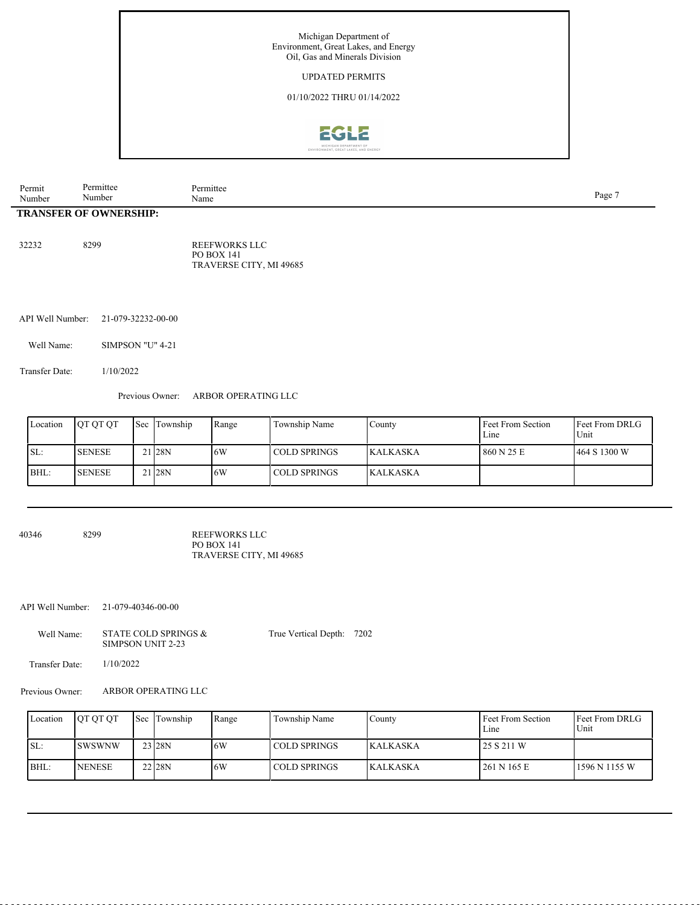Michigan Department of
Environment, Great Lakes, and Energy
Oil, Gas and Minerals Division

UPDATED PERMITS

01/10/2022 THRU 01/14/2022

| Permit Number | Permittee Number | Permittee Name |
|---|---|---|

**TRANSFER OF OWNERSHIP:**

32232    8299    REEFWORKS LLC
PO BOX 141
TRAVERSE CITY, MI 49685

API Well Number: 21-079-32232-00-00

Well Name: SIMPSON "U" 4-21

Transfer Date: 1/10/2022

Previous Owner: ARBOR OPERATING LLC

| Location | QT QT QT | Sec | Township | Range | Township Name | County | Feet From Section Line | Feet From DRLG Unit |
|---|---|---|---|---|---|---|---|---|
| SL: | SENESE | 21 | 28N | 6W | COLD SPRINGS | KALKASKA | 860 N 25 E | 464 S 1300 W |
| BHL: | SENESE | 21 | 28N | 6W | COLD SPRINGS | KALKASKA | | |

---

40346    8299    REEFWORKS LLC
PO BOX 141
TRAVERSE CITY, MI 49685

API Well Number: 21-079-40346-00-00

Well Name: STATE COLD SPRINGS & SIMPSON UNIT 2-23    True Vertical Depth: 7202

Transfer Date: 1/10/2022

Previous Owner: ARBOR OPERATING LLC

| Location | QT QT QT | Sec | Township | Range | Township Name | County | Feet From Section Line | Feet From DRLG Unit |
|---|---|---|---|---|---|---|---|---|
| SL: | SWSWNW | 23 | 28N | 6W | COLD SPRINGS | KALKASKA | 25 S 211 W | |
| BHL: | NENESE | 22 | 28N | 6W | COLD SPRINGS | KALKASKA | 261 N 165 E | 1596 N 1155 W |